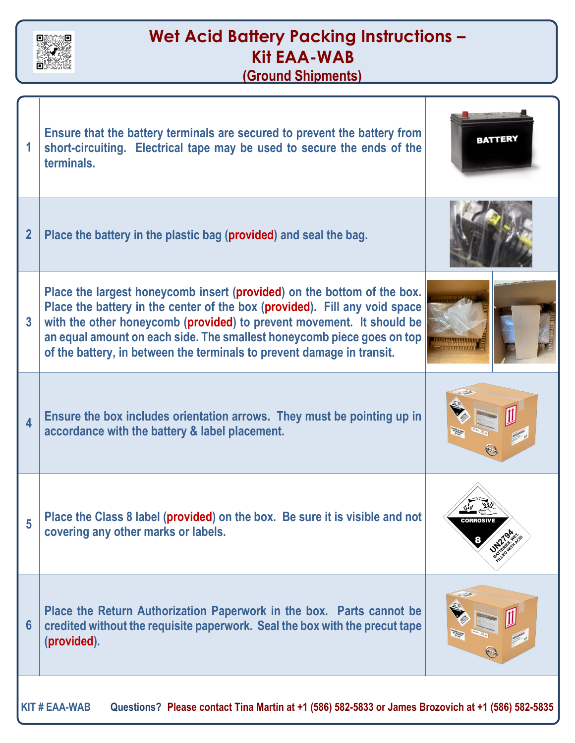# Wet Acid Battery Packing Instructions – Kit EAA-WAB

## (Ground Shipments)

| | |
|---|---|
| 1 | Ensure that the battery terminals are secured to prevent the battery from short-circuiting. Electrical tape may be used to secure the ends of the terminals. |
| 2 | Place the battery in the plastic bag (**provided**) and seal the bag. |
| 3 | Place the largest honeycomb insert (**provided**) on the bottom of the box. Place the battery in the center of the box (**provided**). Fill any void space with the other honeycomb (**provided**) to prevent movement. It should be an equal amount on each side. The smallest honeycomb piece goes on top of the battery, in between the terminals to prevent damage in transit. |
| 4 | Ensure the box includes orientation arrows. They must be pointing up in accordance with the battery & label placement. |
| 5 | Place the Class 8 label (**provided**) on the box. Be sure it is visible and not covering any other marks or labels. |
| 6 | Place the Return Authorization Paperwork in the box. Parts cannot be credited without the requisite paperwork. Seal the box with the precut tape (**provided**). |

KIT # EAA-WAB Questions? Please contact Tina Martin at +1 (586) 582-5833 or James Brozovich at +1 (586) 582-5835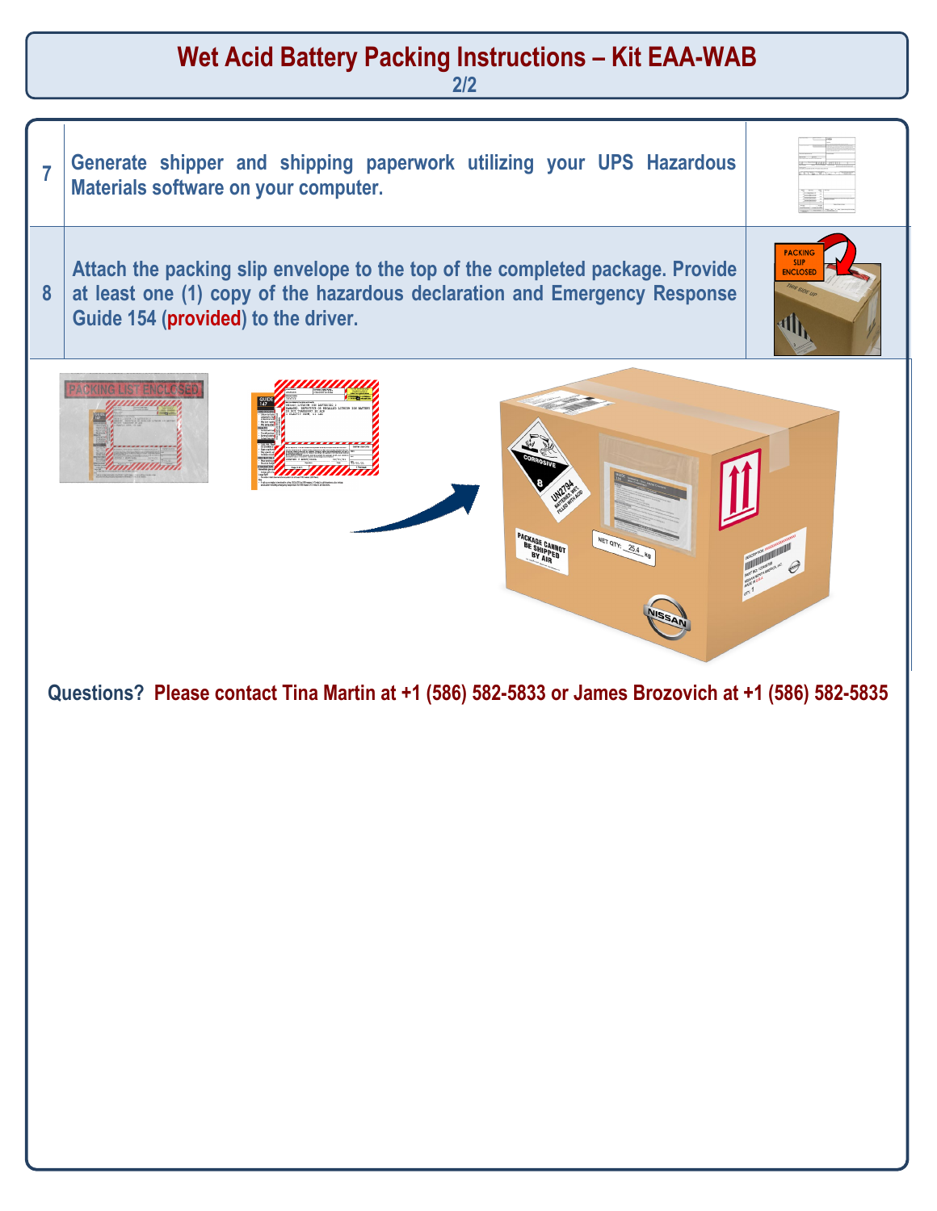# Wet Acid Battery Packing Instructions – Kit EAA-WAB

| | |
|---|---|
| 7 | Generate shipper and shipping paperwork utilizing your UPS Hazardous Materials software on your computer. |
| 8 | Attach the packing slip envelope to the top of the completed package. Provide at least one (1) copy of the hazardous declaration and Emergency Response Guide 154 (**provided**) to the driver. |

**Questions? Please contact Tina Martin at +1 (586) 582-5833 or James Brozovich at +1 (586) 582-5835**